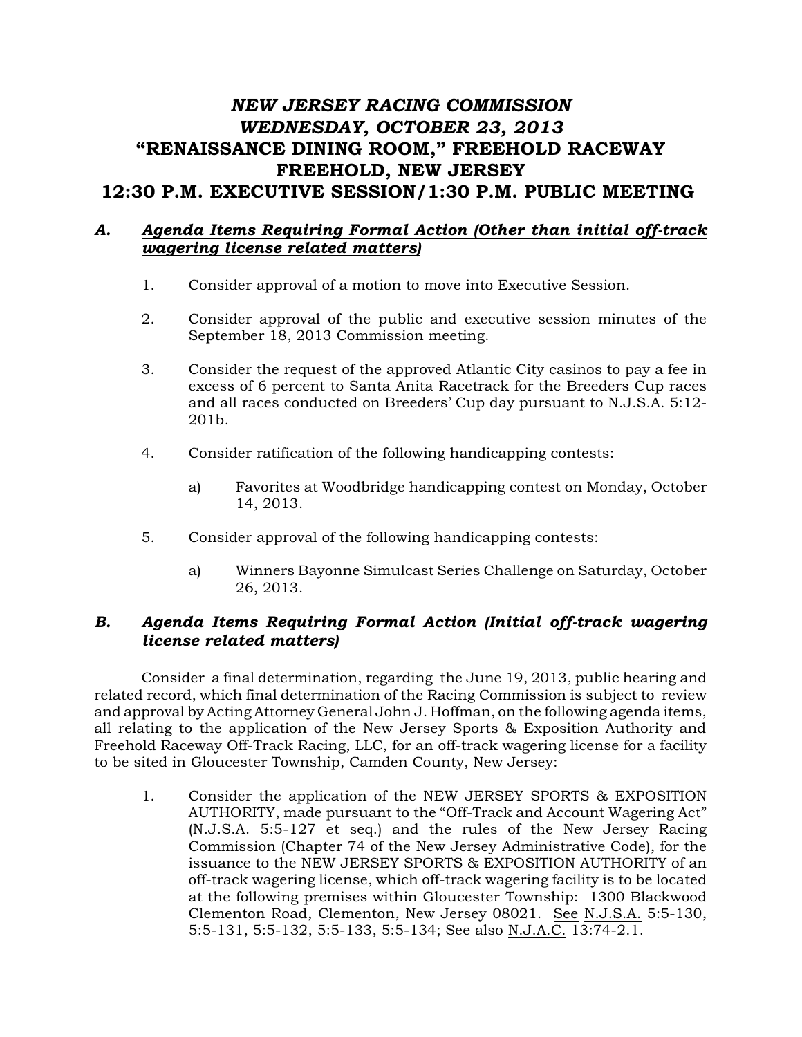# *NEW JERSEY RACING COMMISSION*
# *WEDNESDAY, OCTOBER 23, 2013*
# "RENAISSANCE DINING ROOM," FREEHOLD RACEWAY
# FREEHOLD, NEW JERSEY
# 12:30 P.M. EXECUTIVE SESSION/1:30 P.M. PUBLIC MEETING

## *A. Agenda Items Requiring Formal Action (Other than initial off-track wagering license related matters)*

1. Consider approval of a motion to move into Executive Session.

2. Consider approval of the public and executive session minutes of the September 18, 2013 Commission meeting.

3. Consider the request of the approved Atlantic City casinos to pay a fee in excess of 6 percent to Santa Anita Racetrack for the Breeders Cup races and all races conducted on Breeders' Cup day pursuant to N.J.S.A. 5:12-201b.

4. Consider ratification of the following handicapping contests:

   a) Favorites at Woodbridge handicapping contest on Monday, October 14, 2013.

5. Consider approval of the following handicapping contests:

   a) Winners Bayonne Simulcast Series Challenge on Saturday, October 26, 2013.

## *B. Agenda Items Requiring Formal Action (Initial off-track wagering license related matters)*

Consider a final determination, regarding the June 19, 2013, public hearing and related record, which final determination of the Racing Commission is subject to review and approval by Acting Attorney General John J. Hoffman, on the following agenda items, all relating to the application of the New Jersey Sports & Exposition Authority and Freehold Raceway Off-Track Racing, LLC, for an off-track wagering license for a facility to be sited in Gloucester Township, Camden County, New Jersey:

1. Consider the application of the NEW JERSEY SPORTS & EXPOSITION AUTHORITY, made pursuant to the "Off-Track and Account Wagering Act" (N.J.S.A. 5:5-127 et seq.) and the rules of the New Jersey Racing Commission (Chapter 74 of the New Jersey Administrative Code), for the issuance to the NEW JERSEY SPORTS & EXPOSITION AUTHORITY of an off-track wagering license, which off-track wagering facility is to be located at the following premises within Gloucester Township: 1300 Blackwood Clementon Road, Clementon, New Jersey 08021. See N.J.S.A. 5:5-130, 5:5-131, 5:5-132, 5:5-133, 5:5-134; See also N.J.A.C. 13:74-2.1.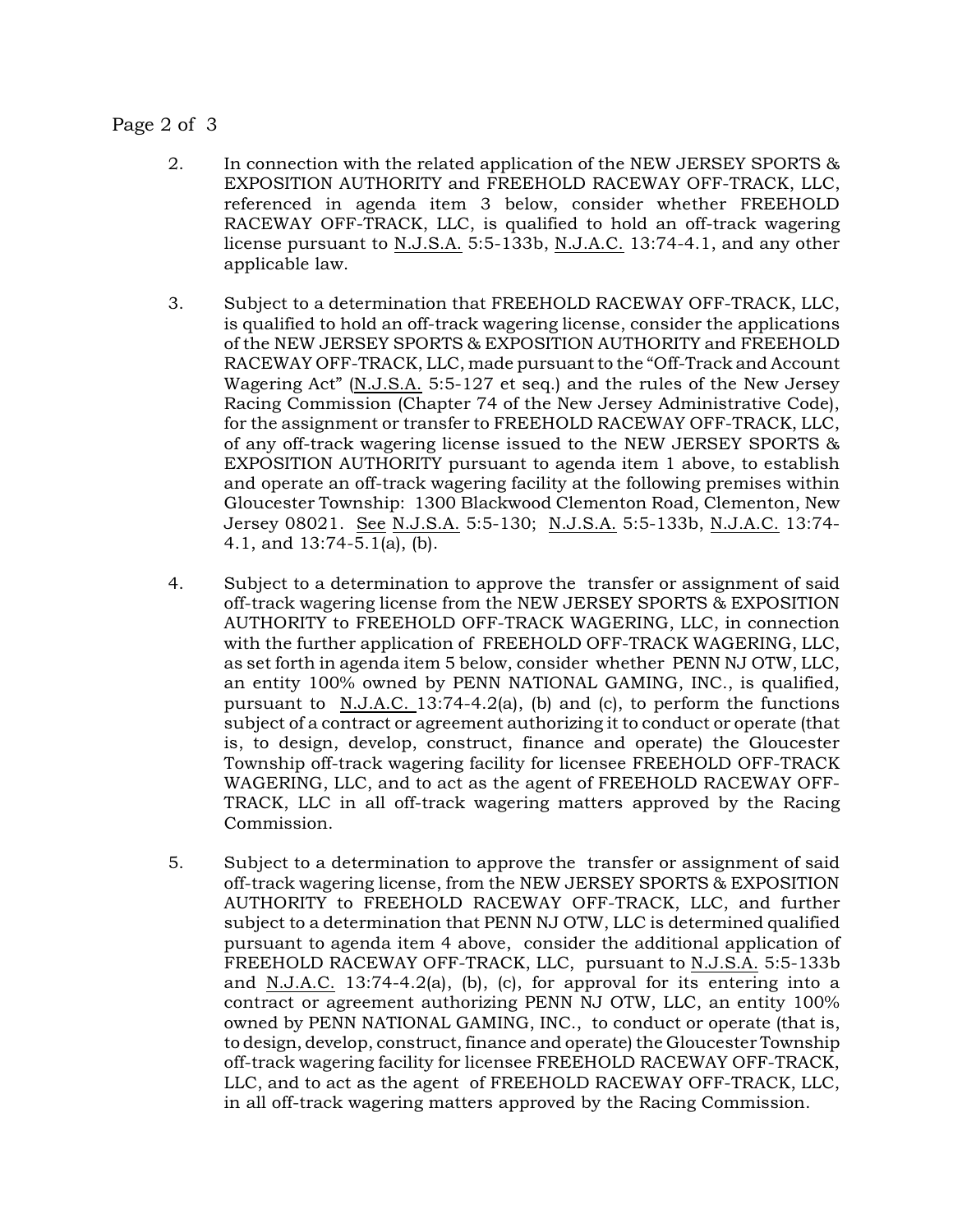2. In connection with the related application of the NEW JERSEY SPORTS & EXPOSITION AUTHORITY and FREEHOLD RACEWAY OFF-TRACK, LLC, referenced in agenda item 3 below, consider whether FREEHOLD RACEWAY OFF-TRACK, LLC, is qualified to hold an off-track wagering license pursuant to N.J.S.A. 5:5-133b, N.J.A.C. 13:74-4.1, and any other applicable law.

3. Subject to a determination that FREEHOLD RACEWAY OFF-TRACK, LLC, is qualified to hold an off-track wagering license, consider the applications of the NEW JERSEY SPORTS & EXPOSITION AUTHORITY and FREEHOLD RACEWAY OFF-TRACK, LLC, made pursuant to the "Off-Track and Account Wagering Act" (N.J.S.A. 5:5-127 et seq.) and the rules of the New Jersey Racing Commission (Chapter 74 of the New Jersey Administrative Code), for the assignment or transfer to FREEHOLD RACEWAY OFF-TRACK, LLC, of any off-track wagering license issued to the NEW JERSEY SPORTS & EXPOSITION AUTHORITY pursuant to agenda item 1 above, to establish and operate an off-track wagering facility at the following premises within Gloucester Township: 1300 Blackwood Clementon Road, Clementon, New Jersey 08021. See N.J.S.A. 5:5-130; N.J.S.A. 5:5-133b, N.J.A.C. 13:74-4.1, and 13:74-5.1(a), (b).

4. Subject to a determination to approve the transfer or assignment of said off-track wagering license from the NEW JERSEY SPORTS & EXPOSITION AUTHORITY to FREEHOLD OFF-TRACK WAGERING, LLC, in connection with the further application of FREEHOLD OFF-TRACK WAGERING, LLC, as set forth in agenda item 5 below, consider whether PENN NJ OTW, LLC, an entity 100% owned by PENN NATIONAL GAMING, INC., is qualified, pursuant to N.J.A.C. 13:74-4.2(a), (b) and (c), to perform the functions subject of a contract or agreement authorizing it to conduct or operate (that is, to design, develop, construct, finance and operate) the Gloucester Township off-track wagering facility for licensee FREEHOLD OFF-TRACK WAGERING, LLC, and to act as the agent of FREEHOLD RACEWAY OFF-TRACK, LLC in all off-track wagering matters approved by the Racing Commission.

5. Subject to a determination to approve the transfer or assignment of said off-track wagering license, from the NEW JERSEY SPORTS & EXPOSITION AUTHORITY to FREEHOLD RACEWAY OFF-TRACK, LLC, and further subject to a determination that PENN NJ OTW, LLC is determined qualified pursuant to agenda item 4 above, consider the additional application of FREEHOLD RACEWAY OFF-TRACK, LLC, pursuant to N.J.S.A. 5:5-133b and N.J.A.C. 13:74-4.2(a), (b), (c), for approval for its entering into a contract or agreement authorizing PENN NJ OTW, LLC, an entity 100% owned by PENN NATIONAL GAMING, INC., to conduct or operate (that is, to design, develop, construct, finance and operate) the Gloucester Township off-track wagering facility for licensee FREEHOLD RACEWAY OFF-TRACK, LLC, and to act as the agent of FREEHOLD RACEWAY OFF-TRACK, LLC, in all off-track wagering matters approved by the Racing Commission.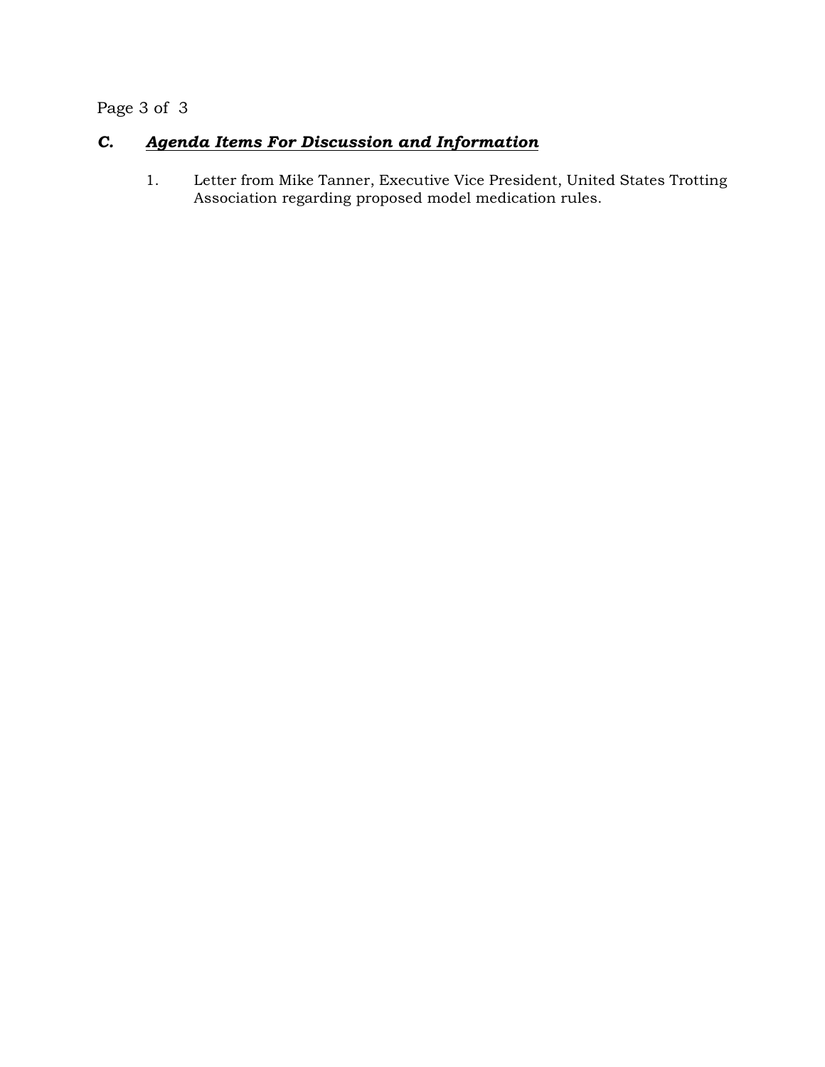## ***C. Agenda Items For Discussion and Information***

1. Letter from Mike Tanner, Executive Vice President, United States Trotting Association regarding proposed model medication rules.